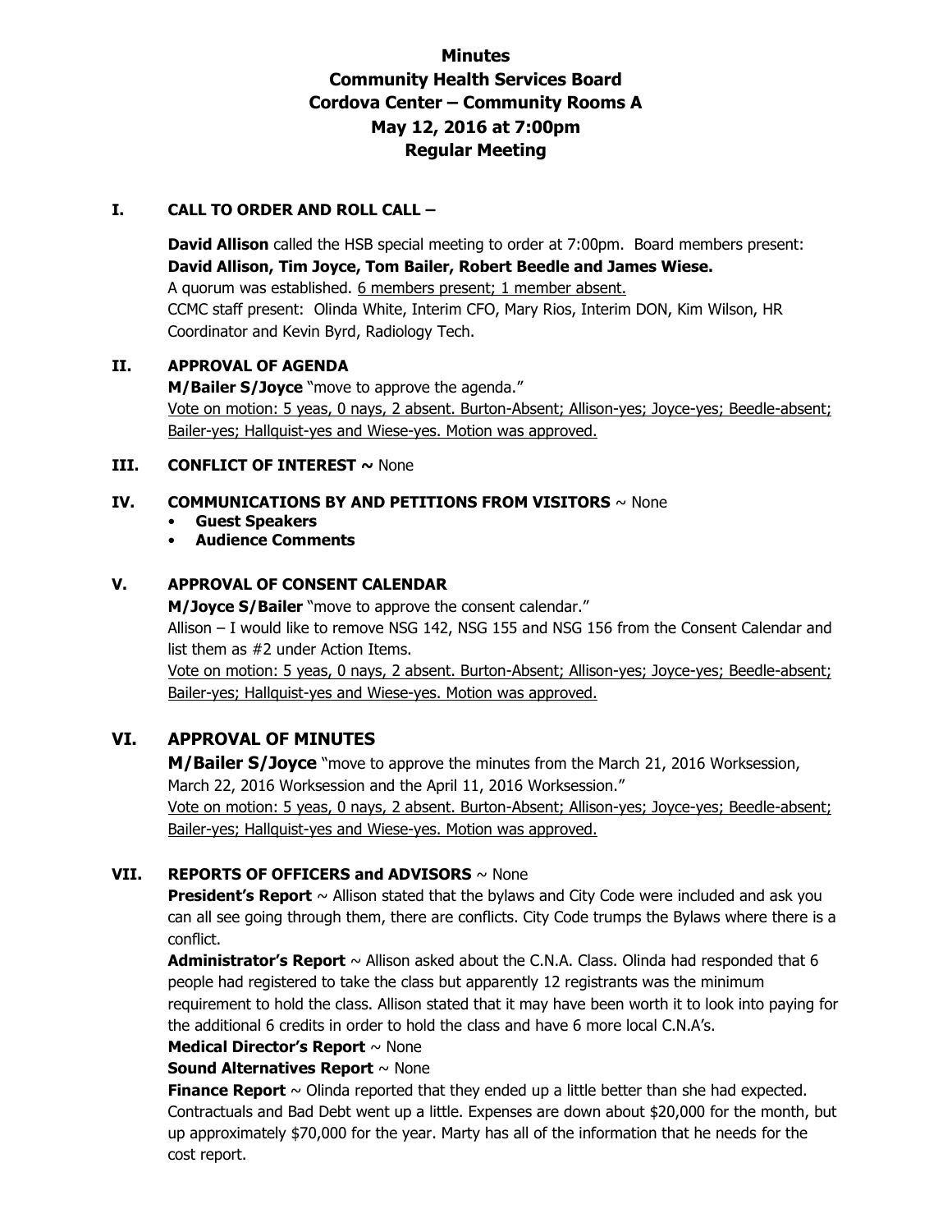# Minutes
# Community Health Services Board
# Cordova Center – Community Rooms A
# May 12, 2016 at 7:00pm
# Regular Meeting

## I. CALL TO ORDER AND ROLL CALL –

**David Allison** called the HSB special meeting to order at 7:00pm. Board members present: **David Allison, Tim Joyce, Tom Bailer, Robert Beedle and James Wiese.**
A quorum was established. 6 members present; 1 member absent.
CCMC staff present: Olinda White, Interim CFO, Mary Rios, Interim DON, Kim Wilson, HR Coordinator and Kevin Byrd, Radiology Tech.

## II. APPROVAL OF AGENDA

**M/Bailer S/Joyce** "move to approve the agenda."
Vote on motion: 5 yeas, 0 nays, 2 absent. Burton-Absent; Allison-yes; Joyce-yes; Beedle-absent; Bailer-yes; Hallquist-yes and Wiese-yes. Motion was approved.

## III. CONFLICT OF INTEREST ~ None

## IV. COMMUNICATIONS BY AND PETITIONS FROM VISITORS ~ None

- **Guest Speakers**
- **Audience Comments**

## V. APPROVAL OF CONSENT CALENDAR

**M/Joyce S/Bailer** "move to approve the consent calendar."
Allison – I would like to remove NSG 142, NSG 155 and NSG 156 from the Consent Calendar and list them as #2 under Action Items.
Vote on motion: 5 yeas, 0 nays, 2 absent. Burton-Absent; Allison-yes; Joyce-yes; Beedle-absent; Bailer-yes; Hallquist-yes and Wiese-yes. Motion was approved.

## VI. APPROVAL OF MINUTES

**M/Bailer S/Joyce** "move to approve the minutes from the March 21, 2016 Worksession, March 22, 2016 Worksession and the April 11, 2016 Worksession."
Vote on motion: 5 yeas, 0 nays, 2 absent. Burton-Absent; Allison-yes; Joyce-yes; Beedle-absent; Bailer-yes; Hallquist-yes and Wiese-yes. Motion was approved.

## VII. REPORTS OF OFFICERS and ADVISORS ~ None

**President's Report** ~ Allison stated that the bylaws and City Code were included and ask you can all see going through them, there are conflicts. City Code trumps the Bylaws where there is a conflict.

**Administrator's Report** ~ Allison asked about the C.N.A. Class. Olinda had responded that 6 people had registered to take the class but apparently 12 registrants was the minimum requirement to hold the class. Allison stated that it may have been worth it to look into paying for the additional 6 credits in order to hold the class and have 6 more local C.N.A's.

**Medical Director's Report** ~ None

**Sound Alternatives Report** ~ None

**Finance Report** ~ Olinda reported that they ended up a little better than she had expected. Contractuals and Bad Debt went up a little. Expenses are down about $20,000 for the month, but up approximately $70,000 for the year. Marty has all of the information that he needs for the cost report.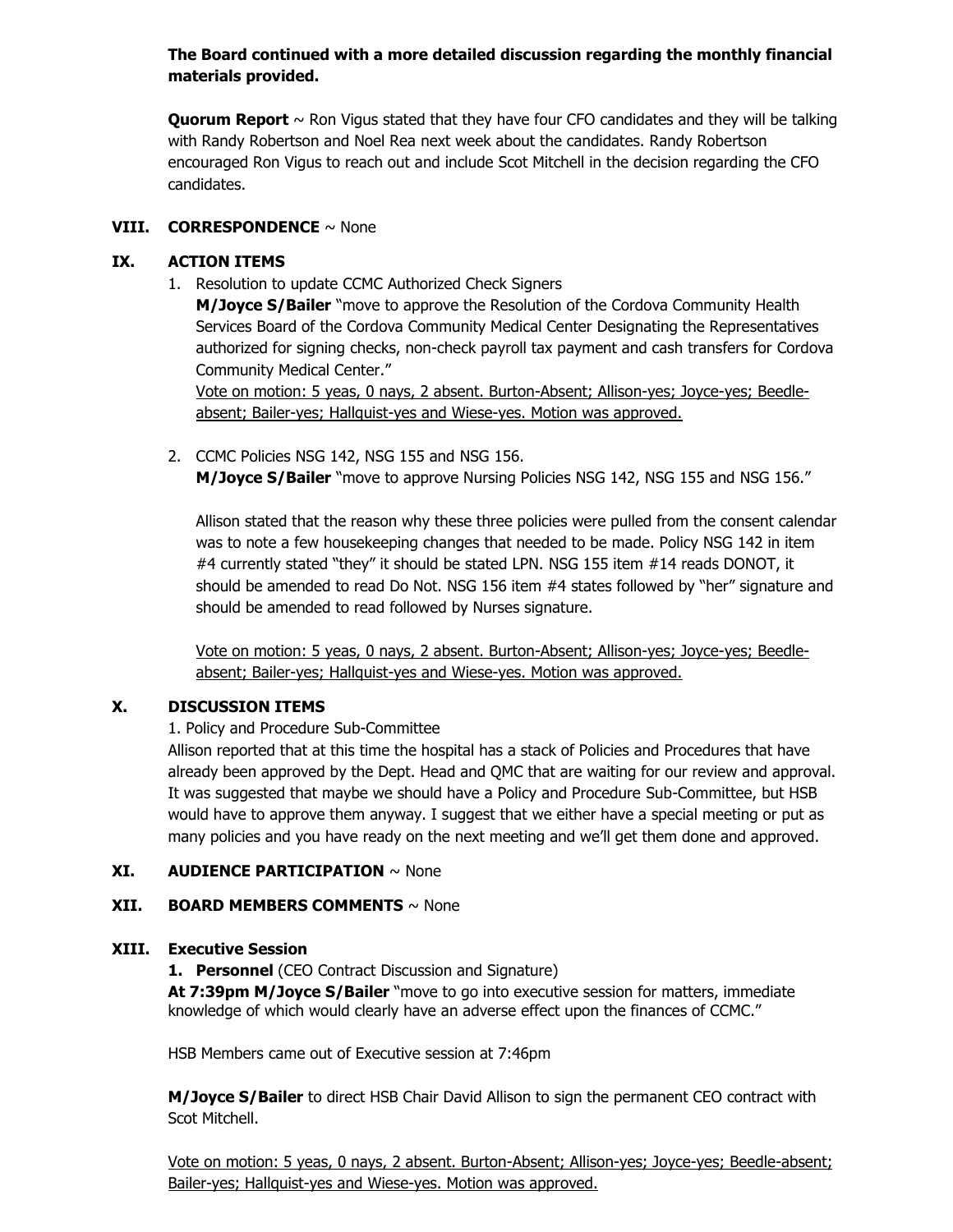**The Board continued with a more detailed discussion regarding the monthly financial materials provided.**

**Quorum Report** ~ Ron Vigus stated that they have four CFO candidates and they will be talking with Randy Robertson and Noel Rea next week about the candidates. Randy Robertson encouraged Ron Vigus to reach out and include Scot Mitchell in the decision regarding the CFO candidates.

## VIII. CORRESPONDENCE ~ None

## IX. ACTION ITEMS

1. Resolution to update CCMC Authorized Check Signers
   **M/Joyce S/Bailer** "move to approve the Resolution of the Cordova Community Health Services Board of the Cordova Community Medical Center Designating the Representatives authorized for signing checks, non-check payroll tax payment and cash transfers for Cordova Community Medical Center."
   <u>Vote on motion: 5 yeas, 0 nays, 2 absent. Burton-Absent; Allison-yes; Joyce-yes; Beedle-absent; Bailer-yes; Hallquist-yes and Wiese-yes. Motion was approved.</u>

2. CCMC Policies NSG 142, NSG 155 and NSG 156.
   **M/Joyce S/Bailer** "move to approve Nursing Policies NSG 142, NSG 155 and NSG 156."

   Allison stated that the reason why these three policies were pulled from the consent calendar was to note a few housekeeping changes that needed to be made. Policy NSG 142 in item #4 currently stated "they" it should be stated LPN. NSG 155 item #14 reads DONOT, it should be amended to read Do Not. NSG 156 item #4 states followed by "her" signature and should be amended to read followed by Nurses signature.

   <u>Vote on motion: 5 yeas, 0 nays, 2 absent. Burton-Absent; Allison-yes; Joyce-yes; Beedle-absent; Bailer-yes; Hallquist-yes and Wiese-yes. Motion was approved.</u>

## X. DISCUSSION ITEMS

1. Policy and Procedure Sub-Committee

Allison reported that at this time the hospital has a stack of Policies and Procedures that have already been approved by the Dept. Head and QMC that are waiting for our review and approval. It was suggested that maybe we should have a Policy and Procedure Sub-Committee, but HSB would have to approve them anyway. I suggest that we either have a special meeting or put as many policies and you have ready on the next meeting and we'll get them done and approved.

## XI. AUDIENCE PARTICIPATION ~ None

## XII. BOARD MEMBERS COMMENTS ~ None

## XIII. Executive Session

1. **Personnel** (CEO Contract Discussion and Signature)

**At 7:39pm M/Joyce S/Bailer** "move to go into executive session for matters, immediate knowledge of which would clearly have an adverse effect upon the finances of CCMC."

HSB Members came out of Executive session at 7:46pm

**M/Joyce S/Bailer** to direct HSB Chair David Allison to sign the permanent CEO contract with Scot Mitchell.

<u>Vote on motion: 5 yeas, 0 nays, 2 absent. Burton-Absent; Allison-yes; Joyce-yes; Beedle-absent; Bailer-yes; Hallquist-yes and Wiese-yes. Motion was approved.</u>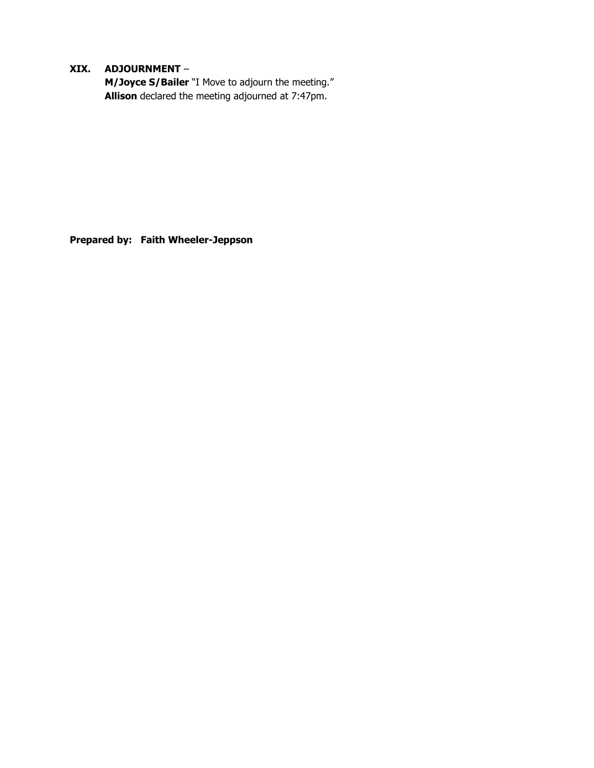**XIX. ADJOURNMENT** –

**M/Joyce S/Bailer** "I Move to adjourn the meeting."
**Allison** declared the meeting adjourned at 7:47pm.

**Prepared by: Faith Wheeler-Jeppson**